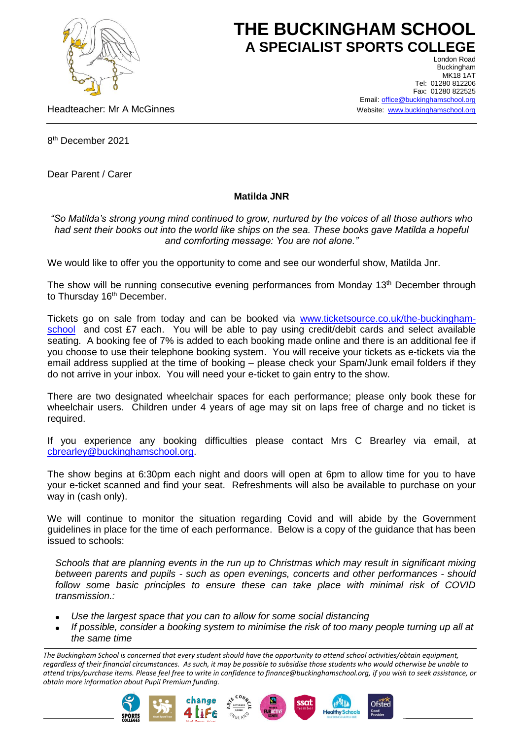# THE BUCKINGHAM SCHOOL
## A SPECIALIST SPORTS COLLEGE

London Road
Buckingham
MK18 1AT
Tel: 01280 812206
Fax: 01280 822525
Email: office@buckinghamschool.org
Website: www.buckinghamschool.org

Headteacher: Mr A McGinnes

8th December 2021

Dear Parent / Carer

**Matilda JNR**

*"So Matilda's strong young mind continued to grow, nurtured by the voices of all those authors who had sent their books out into the world like ships on the sea. These books gave Matilda a hopeful and comforting message: You are not alone."*

We would like to offer you the opportunity to come and see our wonderful show, Matilda Jnr.

The show will be running consecutive evening performances from Monday 13th December through to Thursday 16th December.

Tickets go on sale from today and can be booked via www.ticketsource.co.uk/the-buckingham-school and cost £7 each. You will be able to pay using credit/debit cards and select available seating. A booking fee of 7% is added to each booking made online and there is an additional fee if you choose to use their telephone booking system. You will receive your tickets as e-tickets via the email address supplied at the time of booking – please check your Spam/Junk email folders if they do not arrive in your inbox. You will need your e-ticket to gain entry to the show.

There are two designated wheelchair spaces for each performance; please only book these for wheelchair users. Children under 4 years of age may sit on laps free of charge and no ticket is required.

If you experience any booking difficulties please contact Mrs C Brearley via email, at cbrearley@buckinghamschool.org.

The show begins at 6:30pm each night and doors will open at 6pm to allow time for you to have your e-ticket scanned and find your seat. Refreshments will also be available to purchase on your way in (cash only).

We will continue to monitor the situation regarding Covid and will abide by the Government guidelines in place for the time of each performance. Below is a copy of the guidance that has been issued to schools:

*Schools that are planning events in the run up to Christmas which may result in significant mixing between parents and pupils - such as open evenings, concerts and other performances - should follow some basic principles to ensure these can take place with minimal risk of COVID transmission.:*

- *Use the largest space that you can to allow for some social distancing*
- *If possible, consider a booking system to minimise the risk of too many people turning up all at the same time*

*The Buckingham School is concerned that every student should have the opportunity to attend school activities/obtain equipment, regardless of their financial circumstances. As such, it may be possible to subsidise those students who would otherwise be unable to attend trips/purchase items. Please feel free to write in confidence to finance@buckinghamschool.org, if you wish to seek assistance, or obtain more information about Pupil Premium funding.*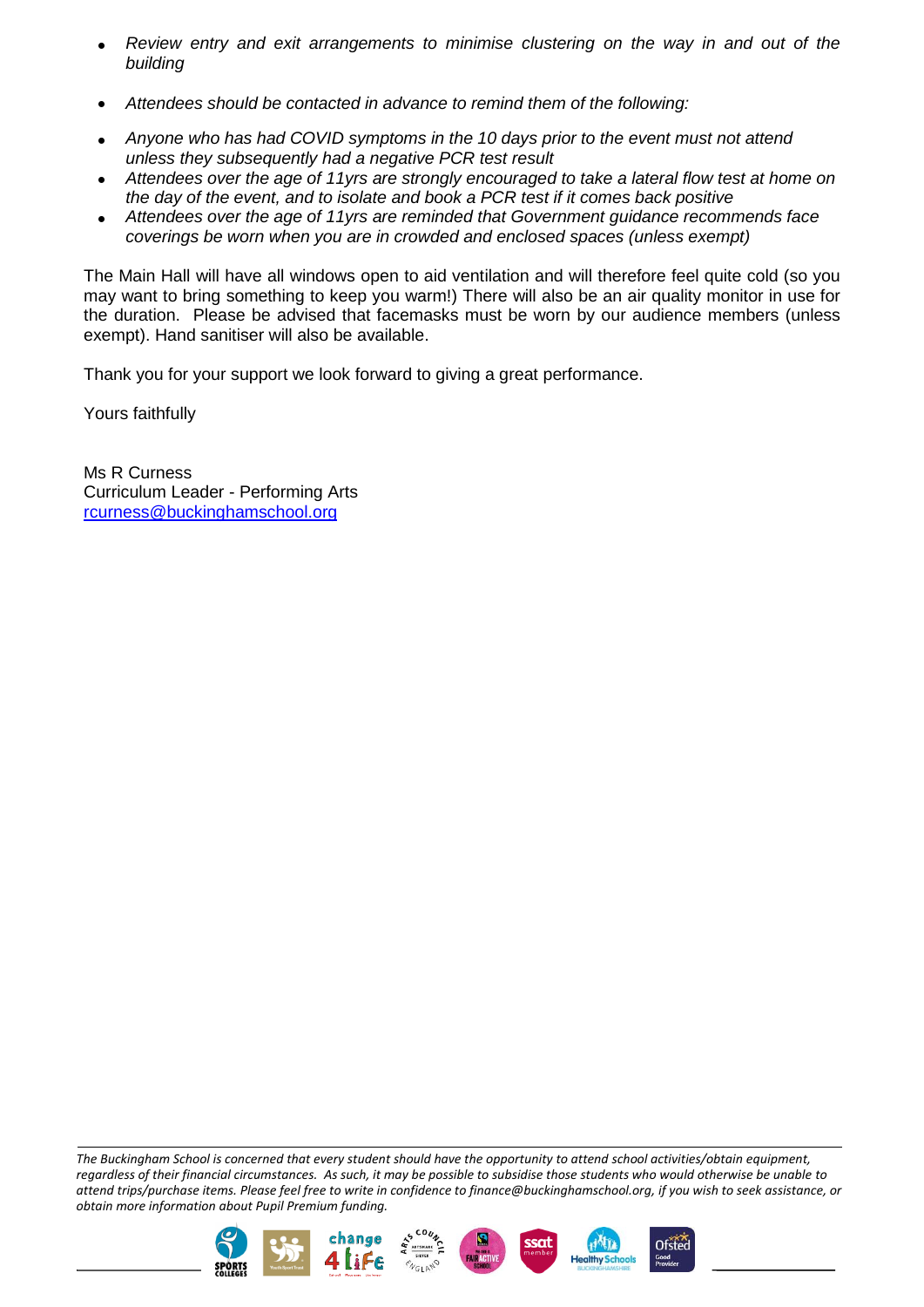- *Review entry and exit arrangements to minimise clustering on the way in and out of the building*

- *Attendees should be contacted in advance to remind them of the following:*

- *Anyone who has had COVID symptoms in the 10 days prior to the event must not attend unless they subsequently had a negative PCR test result*
- *Attendees over the age of 11yrs are strongly encouraged to take a lateral flow test at home on the day of the event, and to isolate and book a PCR test if it comes back positive*
- *Attendees over the age of 11yrs are reminded that Government guidance recommends face coverings be worn when you are in crowded and enclosed spaces (unless exempt)*

The Main Hall will have all windows open to aid ventilation and will therefore feel quite cold (so you may want to bring something to keep you warm!) There will also be an air quality monitor in use for the duration. Please be advised that facemasks must be worn by our audience members (unless exempt). Hand sanitiser will also be available.

Thank you for your support we look forward to giving a great performance.

Yours faithfully

Ms R Curness
Curriculum Leader - Performing Arts
rcurness@buckinghamschool.org

*The Buckingham School is concerned that every student should have the opportunity to attend school activities/obtain equipment, regardless of their financial circumstances. As such, it may be possible to subsidise those students who would otherwise be unable to attend trips/purchase items. Please feel free to write in confidence to finance@buckinghamschool.org, if you wish to seek assistance, or obtain more information about Pupil Premium funding.*